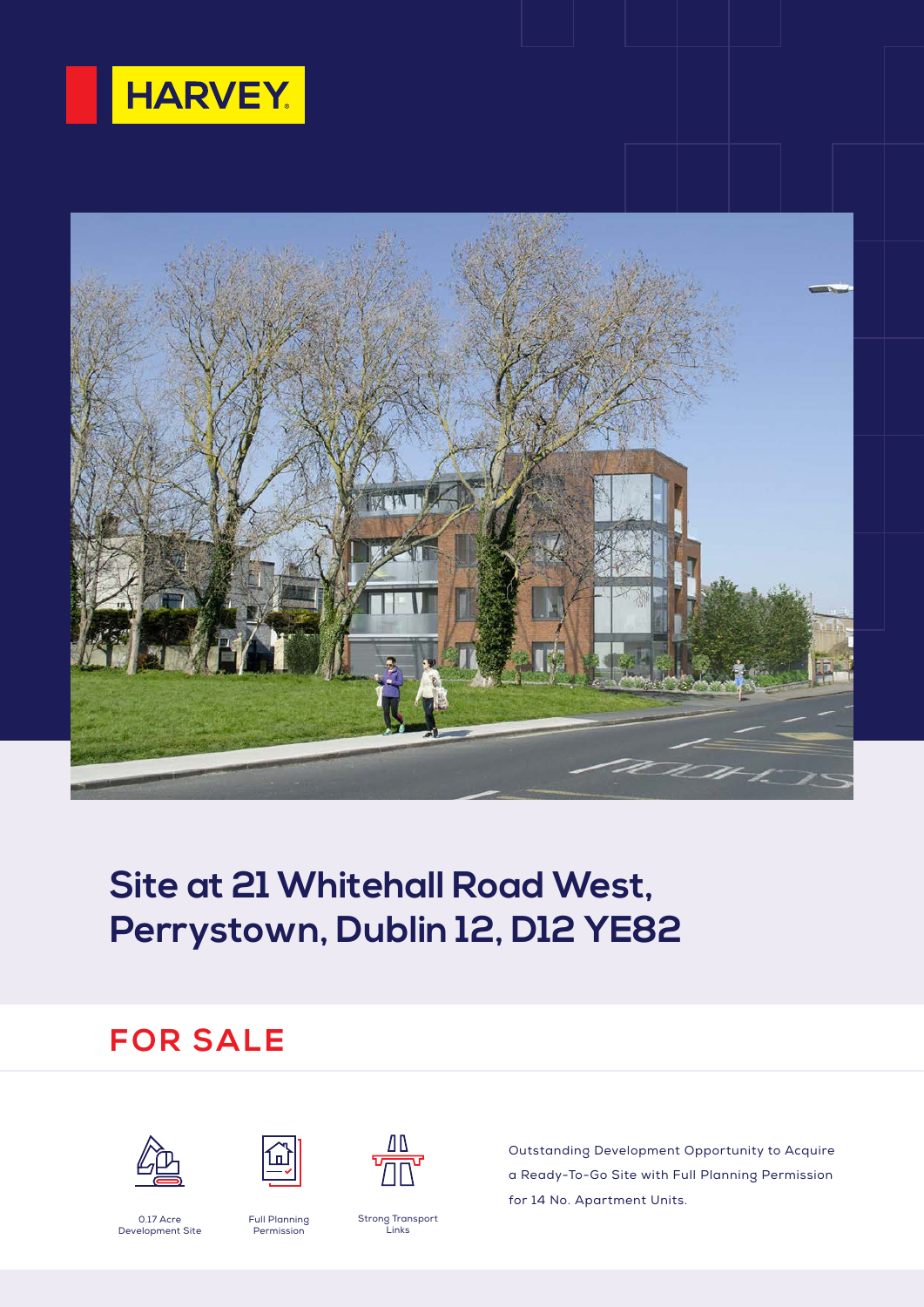HARVEY

# Site at 21 Whitehall Road West, Perrystown, Dublin 12, D12 YE82

## FOR SALE

0.17 Acre Development Site

Full Planning Permission

Strong Transport Links

Outstanding Development Opportunity to Acquire a Ready-To-Go Site with Full Planning Permission for 14 No. Apartment Units.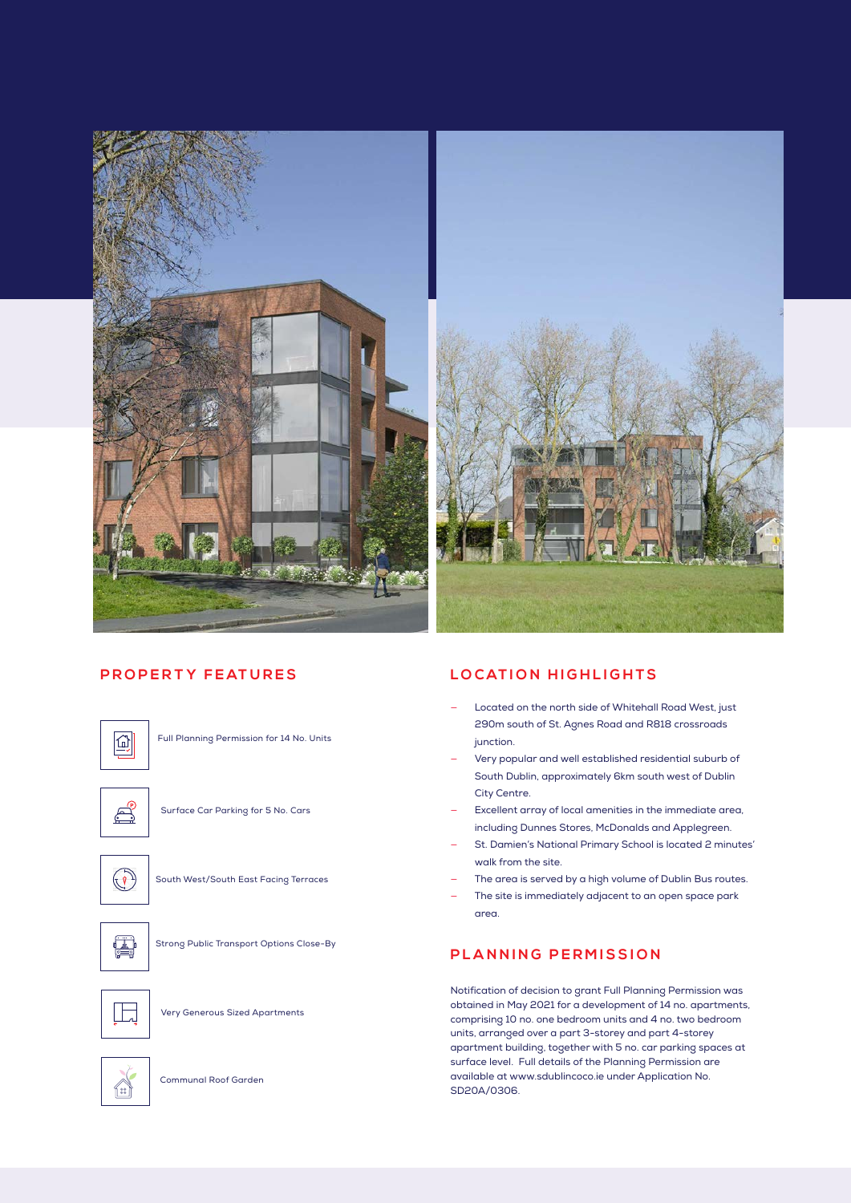## PROPERTY FEATURES

- Full Planning Permission for 14 No. Units
- Surface Car Parking for 5 No. Cars
- South West/South East Facing Terraces
- Strong Public Transport Options Close-By
- Very Generous Sized Apartments
- Communal Roof Garden

## LOCATION HIGHLIGHTS

- Located on the north side of Whitehall Road West, just 290m south of St. Agnes Road and R818 crossroads junction.
- Very popular and well established residential suburb of South Dublin, approximately 6km south west of Dublin City Centre.
- Excellent array of local amenities in the immediate area, including Dunnes Stores, McDonalds and Applegreen.
- St. Damien's National Primary School is located 2 minutes' walk from the site.
- The area is served by a high volume of Dublin Bus routes.
- The site is immediately adjacent to an open space park area.

## PLANNING PERMISSION

Notification of decision to grant Full Planning Permission was obtained in May 2021 for a development of 14 no. apartments, comprising 10 no. one bedroom units and 4 no. two bedroom units, arranged over a part 3-storey and part 4-storey apartment building, together with 5 no. car parking spaces at surface level. Full details of the Planning Permission are available at www.sdublincoco.ie under Application No. SD20A/0306.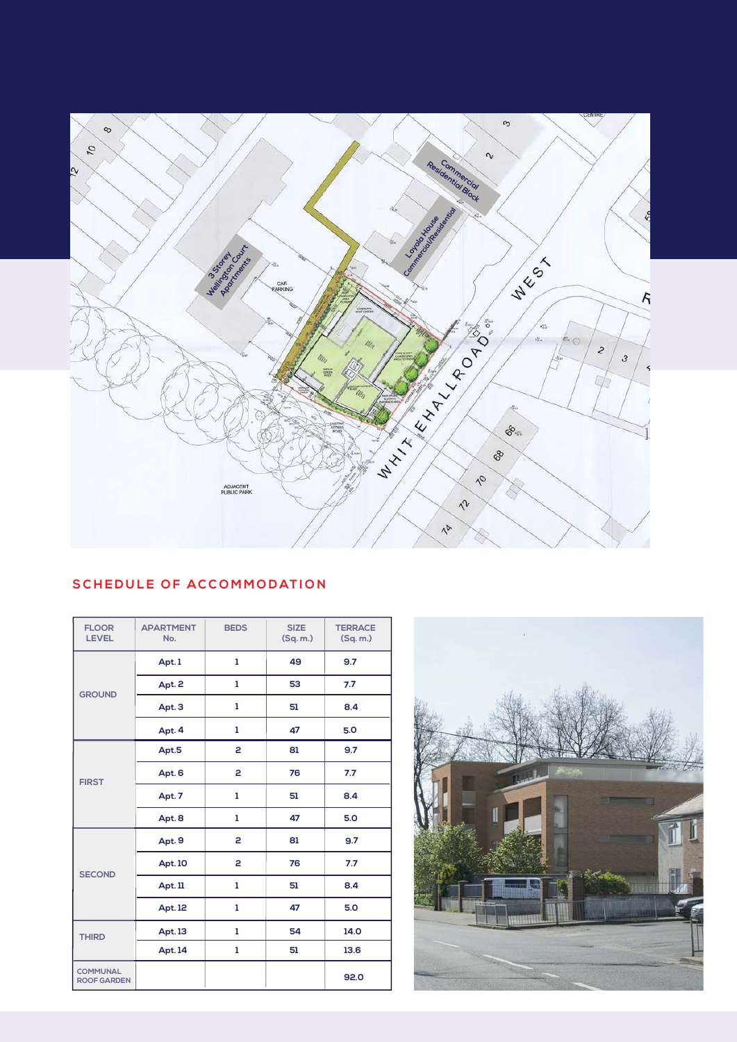## SCHEDULE OF ACCOMMODATION

| FLOOR LEVEL | APARTMENT No. | BEDS | SIZE (Sq. m.) | TERRACE (Sq. m.) |
|---|---|---|---|---|
| GROUND | Apt. 1 | 1 | 49 | 9.7 |
| | Apt. 2 | 1 | 53 | 7.7 |
| | Apt. 3 | 1 | 51 | 8.4 |
| | Apt. 4 | 1 | 47 | 5.0 |
| FIRST | Apt.5 | 2 | 81 | 9.7 |
| | Apt. 6 | 2 | 76 | 7.7 |
| | Apt. 7 | 1 | 51 | 8.4 |
| | Apt. 8 | 1 | 47 | 5.0 |
| SECOND | Apt. 9 | 2 | 81 | 9.7 |
| | Apt. 10 | 2 | 76 | 7.7 |
| | Apt. 11 | 1 | 51 | 8.4 |
| | Apt. 12 | 1 | 47 | 5.0 |
| THIRD | Apt. 13 | 1 | 54 | 14.0 |
| | Apt. 14 | 1 | 51 | 13.6 |
| COMMUNAL ROOF GARDEN | | | | 92.0 |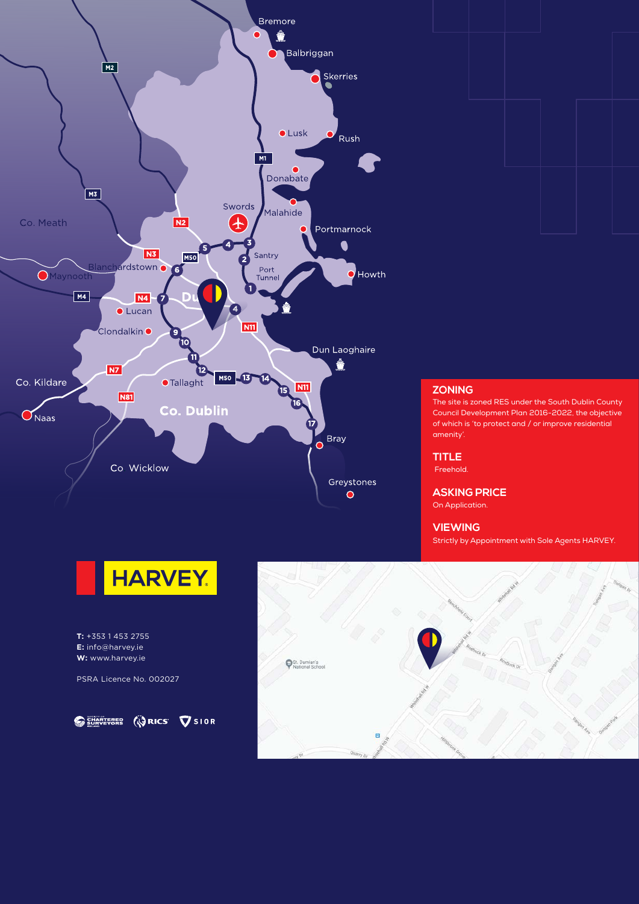## ZONING

The site is zoned RES under the South Dublin County Council Development Plan 2016-2022, the objective of which is 'to protect and / or improve residential amenity'.

## TITLE

Freehold.

## ASKING PRICE

On Application.

## VIEWING

Strictly by Appointment with Sole Agents HARVEY.

HARVEY

**T:** +353 1 453 2755
**E:** info@harvey.ie
**W:** www.harvey.ie

PSRA Licence No. 002027